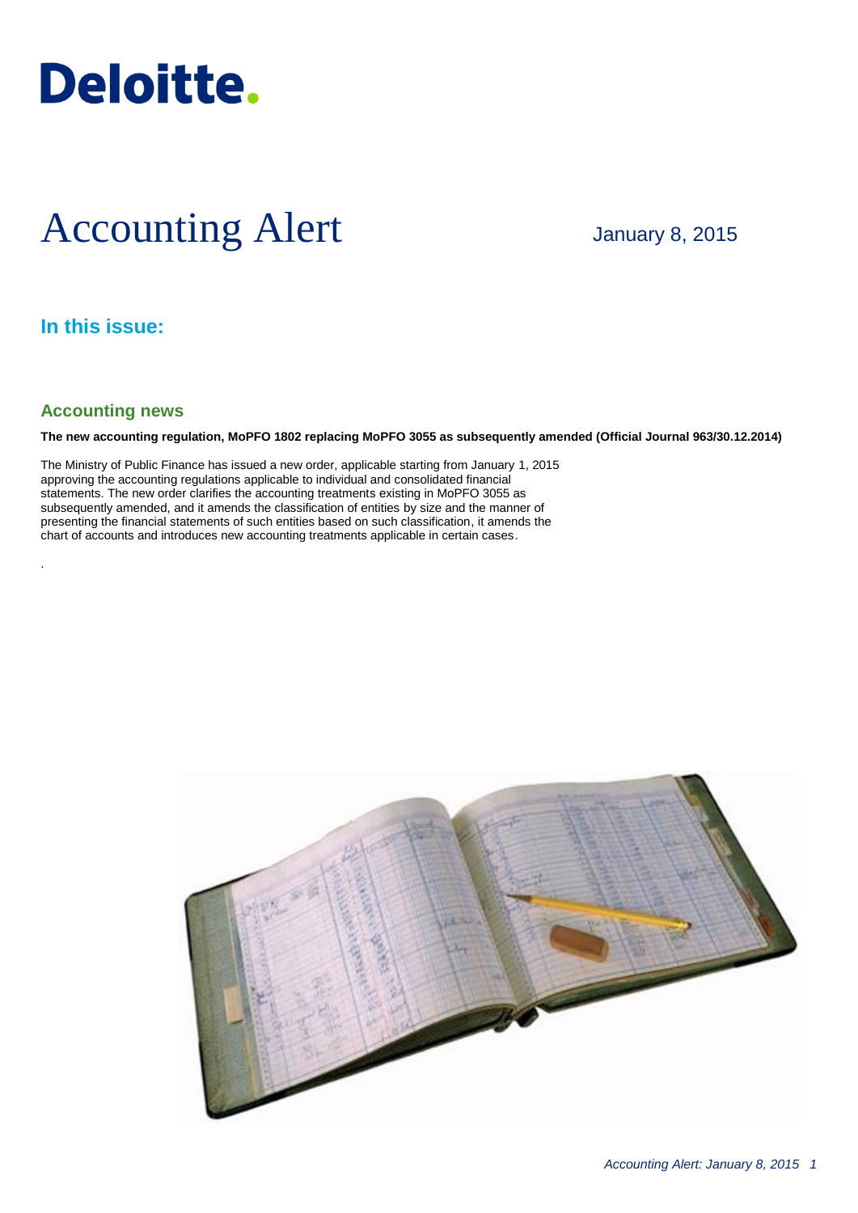Deloitte.

# Accounting Alert

January 8, 2015

## In this issue:

## Accounting news

**The new accounting regulation, MoPFO 1802 replacing MoPFO 3055 as subsequently amended (Official Journal 963/30.12.2014)**

The Ministry of Public Finance has issued a new order, applicable starting from January 1, 2015 approving the accounting regulations applicable to individual and consolidated financial statements. The new order clarifies the accounting treatments existing in MoPFO 3055 as subsequently amended, and it amends the classification of entities by size and the manner of presenting the financial statements of such entities based on such classification, it amends the chart of accounts and introduces new accounting treatments applicable in certain cases.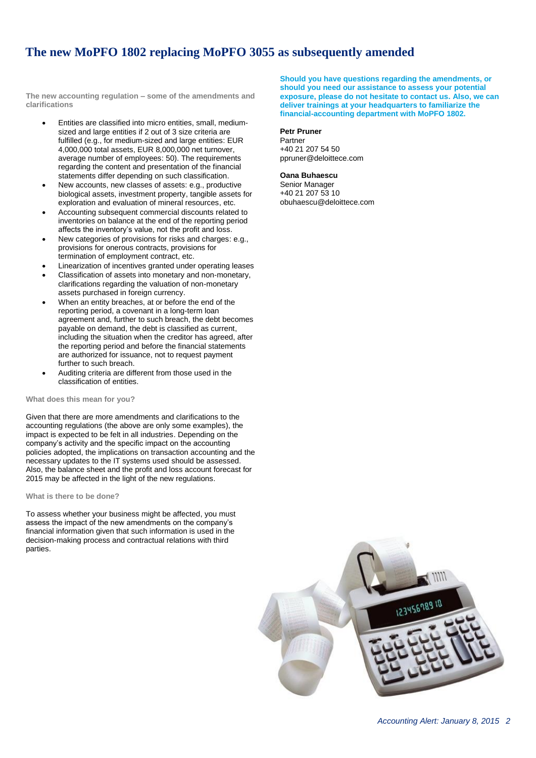# The new MoPFO 1802 replacing MoPFO 3055 as subsequently amended

**The new accounting regulation – some of the amendments and clarifications**

- Entities are classified into micro entities, small, medium-sized and large entities if 2 out of 3 size criteria are fulfilled (e.g., for medium-sized and large entities: EUR 4,000,000 total assets, EUR 8,000,000 net turnover, average number of employees: 50). The requirements regarding the content and presentation of the financial statements differ depending on such classification.
- New accounts, new classes of assets: e.g., productive biological assets, investment property, tangible assets for exploration and evaluation of mineral resources, etc.
- Accounting subsequent commercial discounts related to inventories on balance at the end of the reporting period affects the inventory's value, not the profit and loss.
- New categories of provisions for risks and charges: e.g., provisions for onerous contracts, provisions for termination of employment contract, etc.
- Linearization of incentives granted under operating leases
- Classification of assets into monetary and non-monetary, clarifications regarding the valuation of non-monetary assets purchased in foreign currency.
- When an entity breaches, at or before the end of the reporting period, a covenant in a long-term loan agreement and, further to such breach, the debt becomes payable on demand, the debt is classified as current, including the situation when the creditor has agreed, after the reporting period and before the financial statements are authorized for issuance, not to request payment further to such breach.
- Auditing criteria are different from those used in the classification of entities.

**What does this mean for you?**

Given that there are more amendments and clarifications to the accounting regulations (the above are only some examples), the impact is expected to be felt in all industries. Depending on the company's activity and the specific impact on the accounting policies adopted, the implications on transaction accounting and the necessary updates to the IT systems used should be assessed. Also, the balance sheet and the profit and loss account forecast for 2015 may be affected in the light of the new regulations.

**What is there to be done?**

To assess whether your business might be affected, you must assess the impact of the new amendments on the company's financial information given that such information is used in the decision-making process and contractual relations with third parties.

**Should you have questions regarding the amendments, or should you need our assistance to assess your potential exposure, please do not hesitate to contact us. Also, we can deliver trainings at your headquarters to familiarize the financial-accounting department with MoPFO 1802.**

**Petr Pruner**
Partner
+40 21 207 54 50
ppruner@deloittece.com

**Oana Buhaescu**
Senior Manager
+40 21 207 53 10
obuhaescu@deloittece.com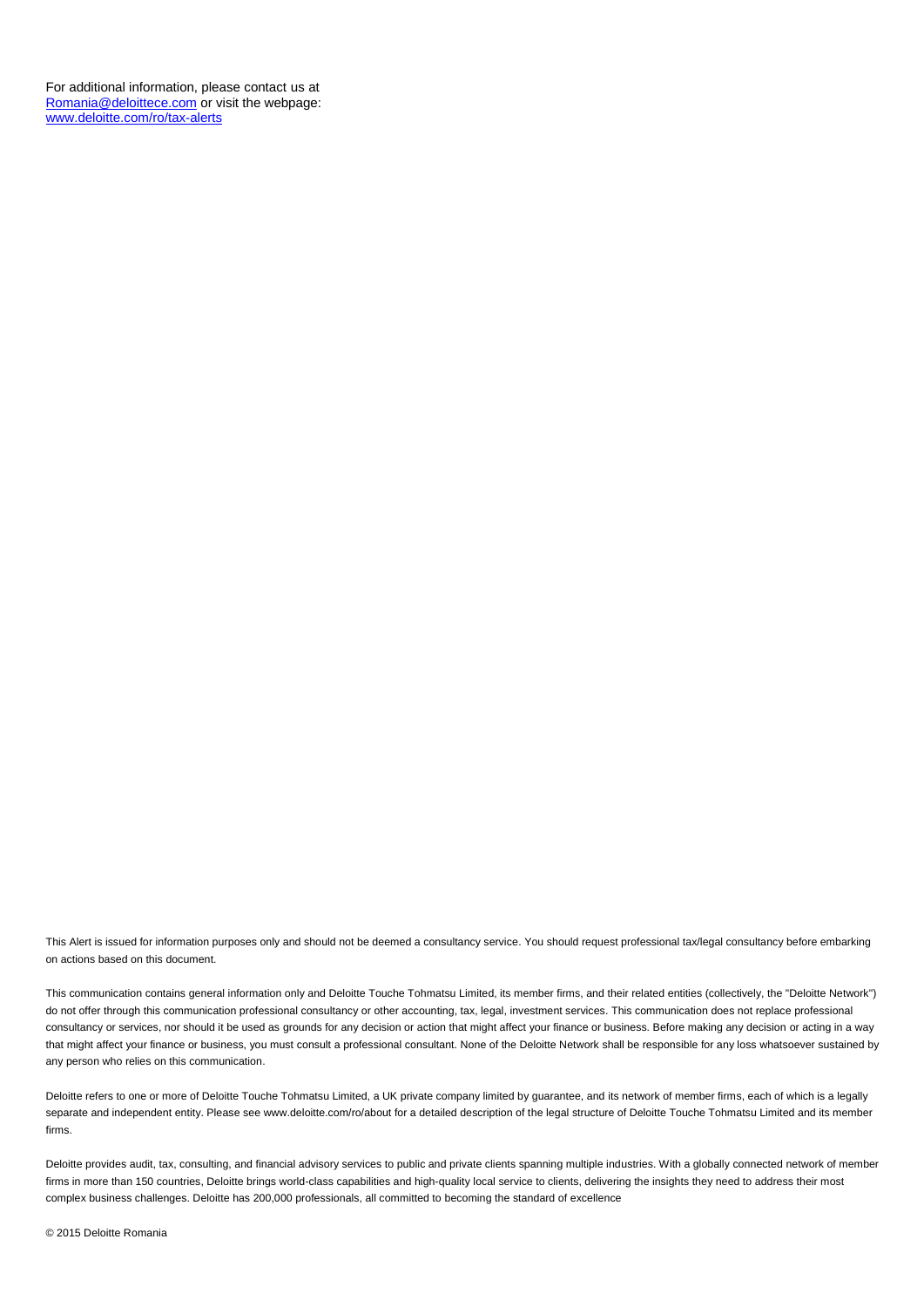For additional information, please contact us at [Romania@deloittece.com](mailto:Romania@deloittece.com) or visit the webpage: [www.deloitte.com/ro/tax-alerts](http://www.deloitte.com/ro/tax-alerts)

This Alert is issued for information purposes only and should not be deemed a consultancy service. You should request professional tax/legal consultancy before embarking on actions based on this document.

This communication contains general information only and Deloitte Touche Tohmatsu Limited, its member firms, and their related entities (collectively, the "Deloitte Network") do not offer through this communication professional consultancy or other accounting, tax, legal, investment services. This communication does not replace professional consultancy or services, nor should it be used as grounds for any decision or action that might affect your finance or business. Before making any decision or acting in a way that might affect your finance or business, you must consult a professional consultant. None of the Deloitte Network shall be responsible for any loss whatsoever sustained by any person who relies on this communication.

Deloitte refers to one or more of Deloitte Touche Tohmatsu Limited, a UK private company limited by guarantee, and its network of member firms, each of which is a legally separate and independent entity. Please see www.deloitte.com/ro/about for a detailed description of the legal structure of Deloitte Touche Tohmatsu Limited and its member firms.

Deloitte provides audit, tax, consulting, and financial advisory services to public and private clients spanning multiple industries. With a globally connected network of member firms in more than 150 countries, Deloitte brings world-class capabilities and high-quality local service to clients, delivering the insights they need to address their most complex business challenges. Deloitte has 200,000 professionals, all committed to becoming the standard of excellence

© 2015 Deloitte Romania